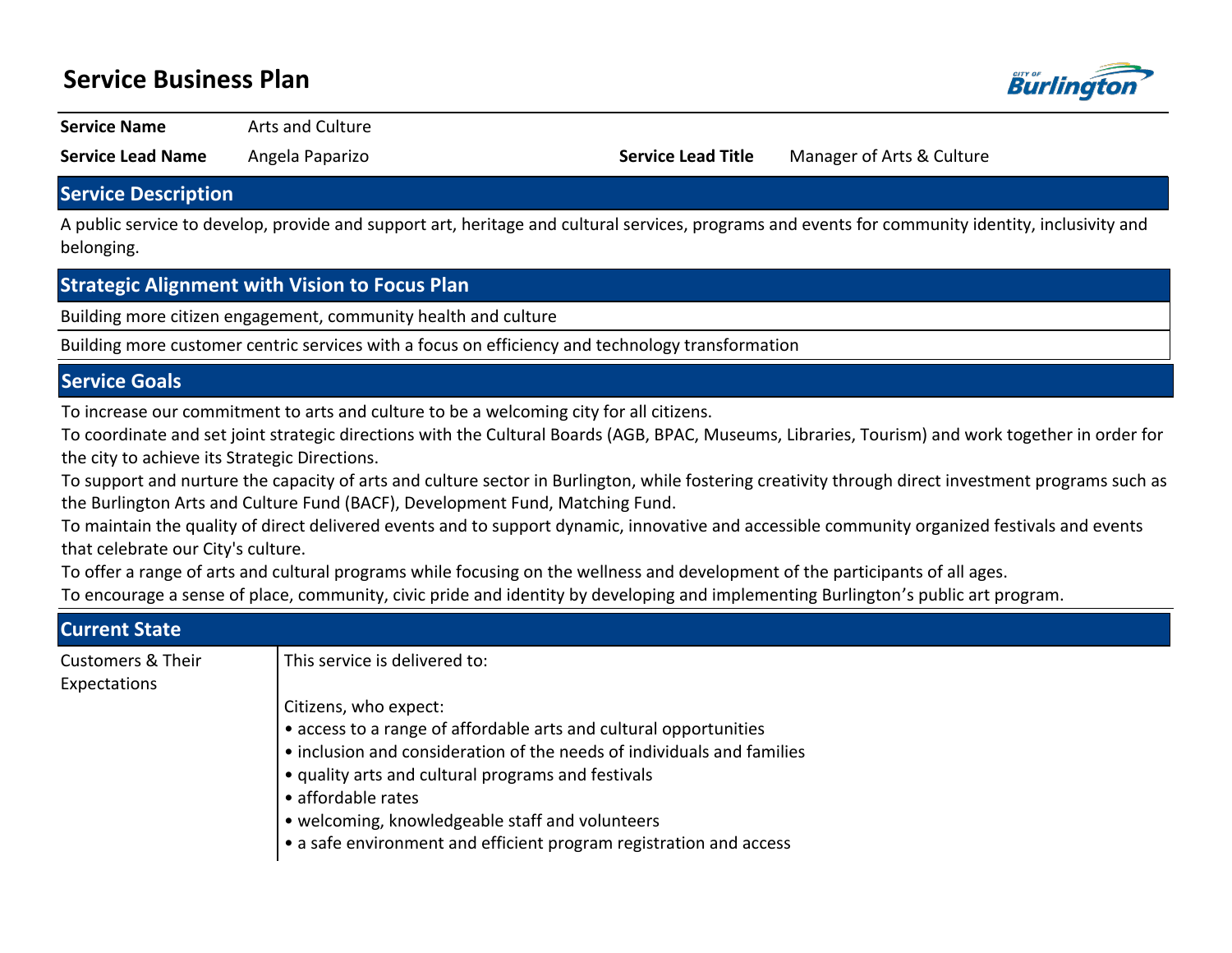# Service Business Plan

| | | | |
|---|---|---|---|
| **Service Name** | Arts and Culture | | |
| **Service Lead Name** | Angela Paparizo | **Service Lead Title** | Manager of Arts & Culture |

## Service Description

A public service to develop, provide and support art, heritage and cultural services, programs and events for community identity, inclusivity and belonging.

## Strategic Alignment with Vision to Focus Plan

Building more citizen engagement, community health and culture

Building more customer centric services with a focus on efficiency and technology transformation

## Service Goals

To increase our commitment to arts and culture to be a welcoming city for all citizens.

To coordinate and set joint strategic directions with the Cultural Boards (AGB, BPAC, Museums, Libraries, Tourism) and work together in order for the city to achieve its Strategic Directions.

To support and nurture the capacity of arts and culture sector in Burlington, while fostering creativity through direct investment programs such as the Burlington Arts and Culture Fund (BACF), Development Fund, Matching Fund.

To maintain the quality of direct delivered events and to support dynamic, innovative and accessible community organized festivals and events that celebrate our City's culture.

To offer a range of arts and cultural programs while focusing on the wellness and development of the participants of all ages.

To encourage a sense of place, community, civic pride and identity by developing and implementing Burlington's public art program.

## Current State

**Customers & Their Expectations**

This service is delivered to:

Citizens, who expect:

- access to a range of affordable arts and cultural opportunities
- inclusion and consideration of the needs of individuals and families
- quality arts and cultural programs and festivals
- affordable rates
- welcoming, knowledgeable staff and volunteers
- a safe environment and efficient program registration and access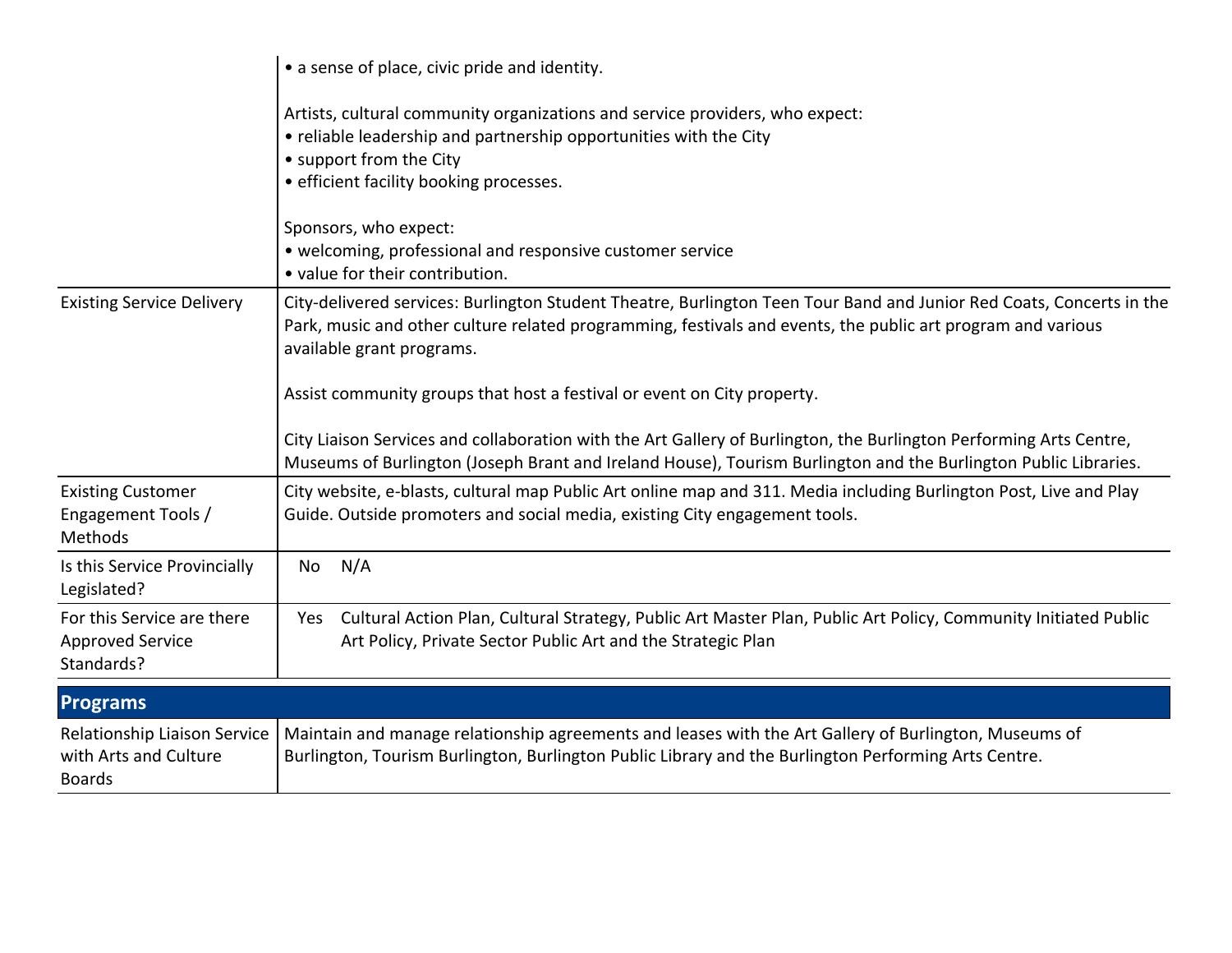| | |
|---|---|
| | • a sense of place, civic pride and identity.<br><br>Artists, cultural community organizations and service providers, who expect:<br>• reliable leadership and partnership opportunities with the City<br>• support from the City<br>• efficient facility booking processes.<br><br>Sponsors, who expect:<br>• welcoming, professional and responsive customer service<br>• value for their contribution. |
| Existing Service Delivery | City-delivered services: Burlington Student Theatre, Burlington Teen Tour Band and Junior Red Coats, Concerts in the Park, music and other culture related programming, festivals and events, the public art program and various available grant programs.<br><br>Assist community groups that host a festival or event on City property.<br><br>City Liaison Services and collaboration with the Art Gallery of Burlington, the Burlington Performing Arts Centre, Museums of Burlington (Joseph Brant and Ireland House), Tourism Burlington and the Burlington Public Libraries. |
| Existing Customer Engagement Tools / Methods | City website, e-blasts, cultural map Public Art online map and 311. Media including Burlington Post, Live and Play Guide. Outside promoters and social media, existing City engagement tools. |
| Is this Service Provincially Legislated? | No N/A |
| For this Service are there Approved Service Standards? | Yes Cultural Action Plan, Cultural Strategy, Public Art Master Plan, Public Art Policy, Community Initiated Public Art Policy, Private Sector Public Art and the Strategic Plan |

## Programs

| | |
|---|---|
| Relationship Liaison Service with Arts and Culture Boards | Maintain and manage relationship agreements and leases with the Art Gallery of Burlington, Museums of Burlington, Tourism Burlington, Burlington Public Library and the Burlington Performing Arts Centre. |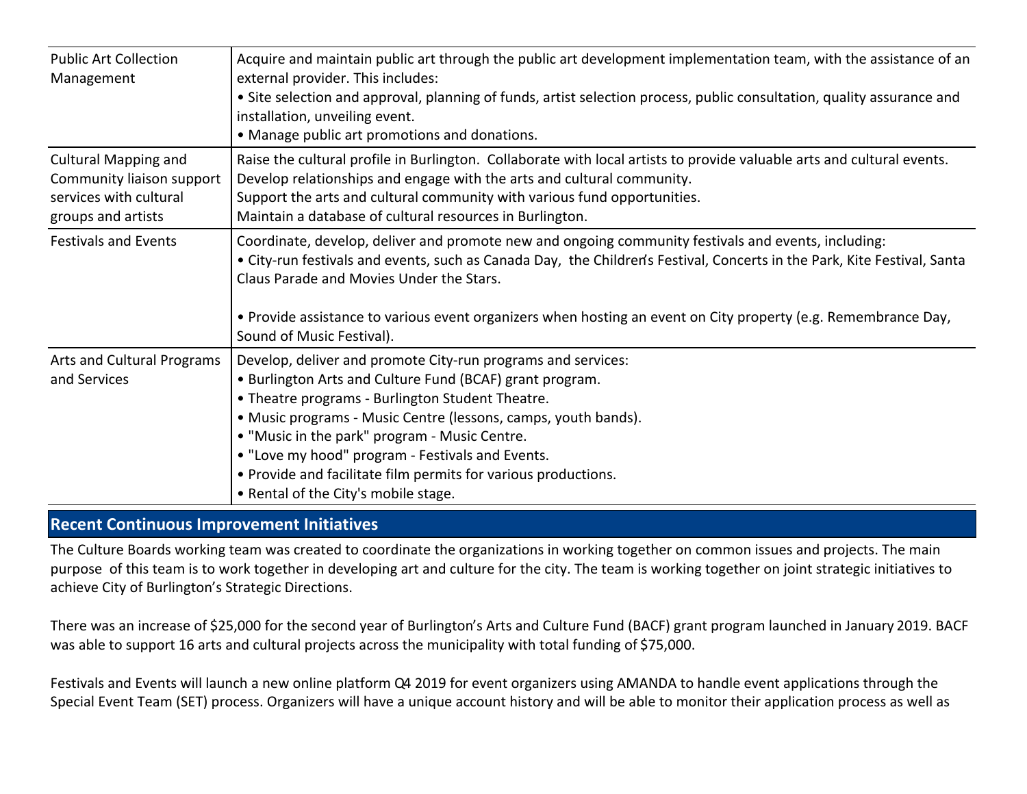| | |
|---|---|
| Public Art Collection Management | Acquire and maintain public art through the public art development implementation team, with the assistance of an external provider. This includes:<br>• Site selection and approval, planning of funds, artist selection process, public consultation, quality assurance and installation, unveiling event.<br>• Manage public art promotions and donations. |
| Cultural Mapping and Community liaison support services with cultural groups and artists | Raise the cultural profile in Burlington. Collaborate with local artists to provide valuable arts and cultural events.<br>Develop relationships and engage with the arts and cultural community.<br>Support the arts and cultural community with various fund opportunities.<br>Maintain a database of cultural resources in Burlington. |
| Festivals and Events | Coordinate, develop, deliver and promote new and ongoing community festivals and events, including:<br>• City-run festivals and events, such as Canada Day, the Children's Festival, Concerts in the Park, Kite Festival, Santa Claus Parade and Movies Under the Stars.<br><br>• Provide assistance to various event organizers when hosting an event on City property (e.g. Remembrance Day, Sound of Music Festival). |
| Arts and Cultural Programs and Services | Develop, deliver and promote City-run programs and services:<br>• Burlington Arts and Culture Fund (BCAF) grant program.<br>• Theatre programs - Burlington Student Theatre.<br>• Music programs - Music Centre (lessons, camps, youth bands).<br>• "Music in the park" program - Music Centre.<br>• "Love my hood" program - Festivals and Events.<br>• Provide and facilitate film permits for various productions.<br>• Rental of the City's mobile stage. |

## Recent Continuous Improvement Initiatives

The Culture Boards working team was created to coordinate the organizations in working together on common issues and projects. The main purpose of this team is to work together in developing art and culture for the city. The team is working together on joint strategic initiatives to achieve City of Burlington's Strategic Directions.

There was an increase of $25,000 for the second year of Burlington's Arts and Culture Fund (BACF) grant program launched in January 2019. BACF was able to support 16 arts and cultural projects across the municipality with total funding of $75,000.

Festivals and Events will launch a new online platform Q4 2019 for event organizers using AMANDA to handle event applications through the Special Event Team (SET) process. Organizers will have a unique account history and will be able to monitor their application process as well as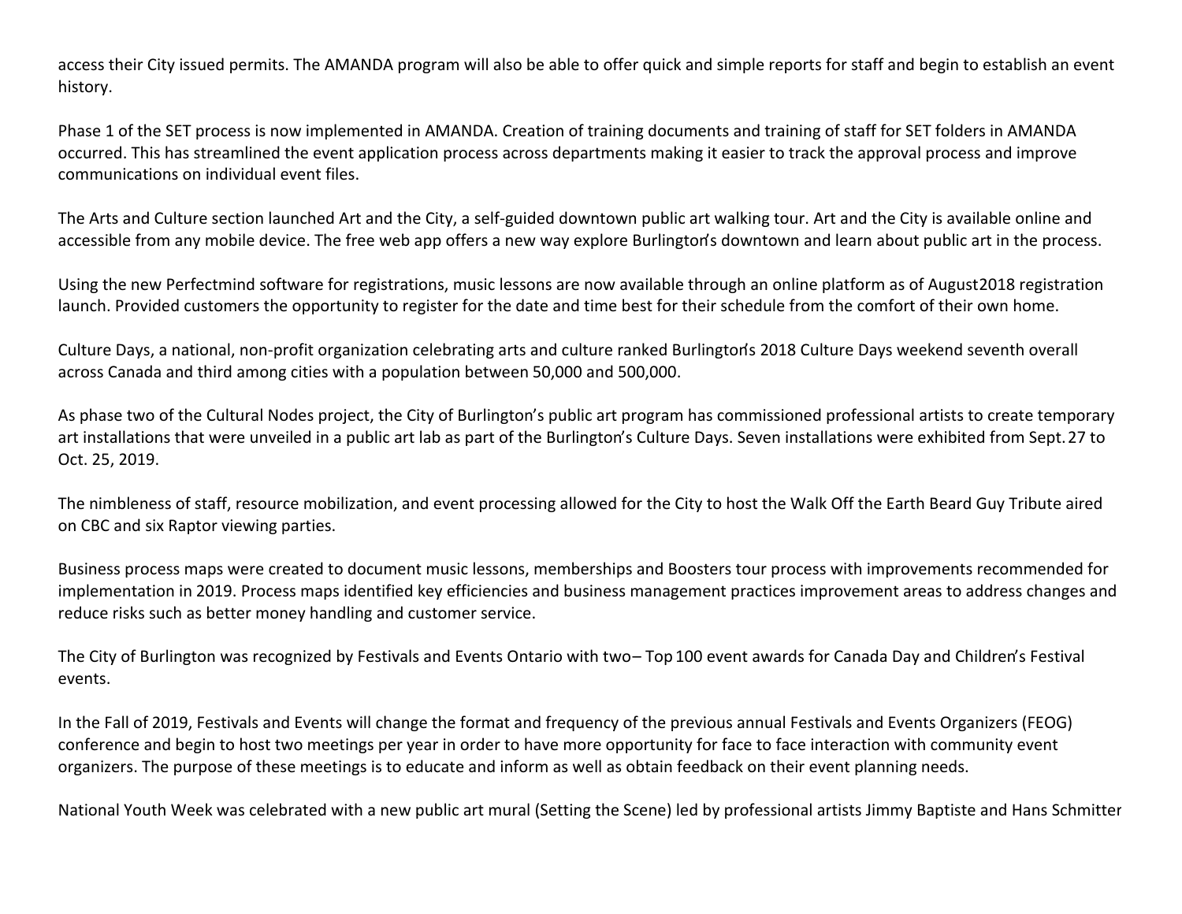access their City issued permits. The AMANDA program will also be able to offer quick and simple reports for staff and begin to establish an event history.

Phase 1 of the SET process is now implemented in AMANDA. Creation of training documents and training of staff for SET folders in AMANDA occurred. This has streamlined the event application process across departments making it easier to track the approval process and improve communications on individual event files.

The Arts and Culture section launched Art and the City, a self-guided downtown public art walking tour. Art and the City is available online and accessible from any mobile device. The free web app offers a new way explore Burlington's downtown and learn about public art in the process.

Using the new Perfectmind software for registrations, music lessons are now available through an online platform as of August2018 registration launch. Provided customers the opportunity to register for the date and time best for their schedule from the comfort of their own home.

Culture Days, a national, non-profit organization celebrating arts and culture ranked Burlington's 2018 Culture Days weekend seventh overall across Canada and third among cities with a population between 50,000 and 500,000.

As phase two of the Cultural Nodes project, the City of Burlington's public art program has commissioned professional artists to create temporary art installations that were unveiled in a public art lab as part of the Burlington's Culture Days. Seven installations were exhibited from Sept. 27 to Oct. 25, 2019.

The nimbleness of staff, resource mobilization, and event processing allowed for the City to host the Walk Off the Earth Beard Guy Tribute aired on CBC and six Raptor viewing parties.

Business process maps were created to document music lessons, memberships and Boosters tour process with improvements recommended for implementation in 2019. Process maps identified key efficiencies and business management practices improvement areas to address changes and reduce risks such as better money handling and customer service.

The City of Burlington was recognized by Festivals and Events Ontario with two– Top 100 event awards for Canada Day and Children's Festival events.

In the Fall of 2019, Festivals and Events will change the format and frequency of the previous annual Festivals and Events Organizers (FEOG) conference and begin to host two meetings per year in order to have more opportunity for face to face interaction with community event organizers. The purpose of these meetings is to educate and inform as well as obtain feedback on their event planning needs.

National Youth Week was celebrated with a new public art mural (Setting the Scene) led by professional artists Jimmy Baptiste and Hans Schmitter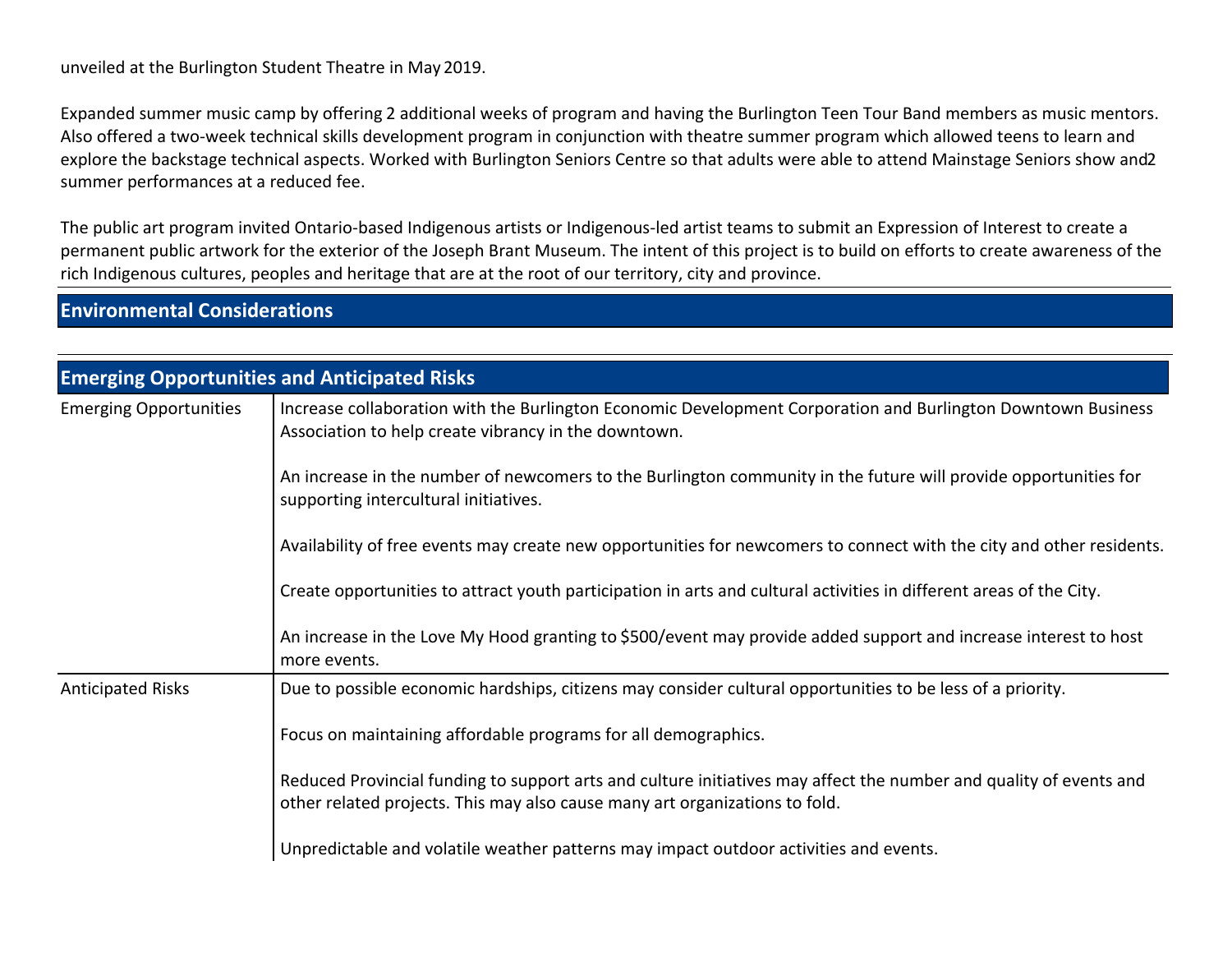unveiled at the Burlington Student Theatre in May 2019.

Expanded summer music camp by offering 2 additional weeks of program and having the Burlington Teen Tour Band members as music mentors. Also offered a two-week technical skills development program in conjunction with theatre summer program which allowed teens to learn and explore the backstage technical aspects. Worked with Burlington Seniors Centre so that adults were able to attend Mainstage Seniors show and 2 summer performances at a reduced fee.

The public art program invited Ontario-based Indigenous artists or Indigenous-led artist teams to submit an Expression of Interest to create a permanent public artwork for the exterior of the Joseph Brant Museum. The intent of this project is to build on efforts to create awareness of the rich Indigenous cultures, peoples and heritage that are at the root of our territory, city and province.

## Environmental Considerations

## Emerging Opportunities and Anticipated Risks

| | |
|---|---|
| Emerging Opportunities | Increase collaboration with the Burlington Economic Development Corporation and Burlington Downtown Business Association to help create vibrancy in the downtown.<br><br>An increase in the number of newcomers to the Burlington community in the future will provide opportunities for supporting intercultural initiatives.<br><br>Availability of free events may create new opportunities for newcomers to connect with the city and other residents.<br><br>Create opportunities to attract youth participation in arts and cultural activities in different areas of the City.<br><br>An increase in the Love My Hood granting to $500/event may provide added support and increase interest to host more events. |
| Anticipated Risks | Due to possible economic hardships, citizens may consider cultural opportunities to be less of a priority.<br><br>Focus on maintaining affordable programs for all demographics.<br><br>Reduced Provincial funding to support arts and culture initiatives may affect the number and quality of events and other related projects. This may also cause many art organizations to fold.<br><br>Unpredictable and volatile weather patterns may impact outdoor activities and events. |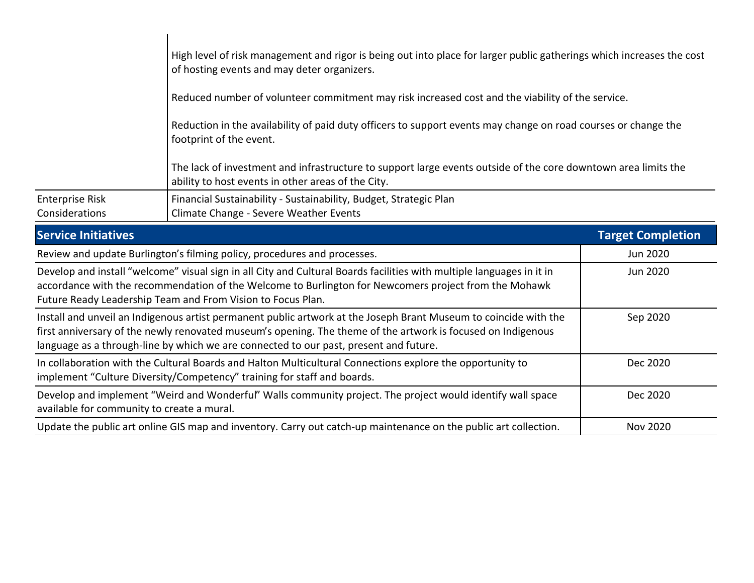| | |
|---|---|
| | High level of risk management and rigor is being out into place for larger public gatherings which increases the cost of hosting events and may deter organizers.<br><br>Reduced number of volunteer commitment may risk increased cost and the viability of the service.<br><br>Reduction in the availability of paid duty officers to support events may change on road courses or change the footprint of the event.<br><br>The lack of investment and infrastructure to support large events outside of the core downtown area limits the ability to host events in other areas of the City. |
| Enterprise Risk Considerations | Financial Sustainability - Sustainability, Budget, Strategic Plan<br>Climate Change - Severe Weather Events |

| Service Initiatives | Target Completion |
|---|---|
| Review and update Burlington's filming policy, procedures and processes. | Jun 2020 |
| Develop and install "welcome" visual sign in all City and Cultural Boards facilities with multiple languages in it in accordance with the recommendation of the Welcome to Burlington for Newcomers project from the Mohawk Future Ready Leadership Team and From Vision to Focus Plan. | Jun 2020 |
| Install and unveil an Indigenous artist permanent public artwork at the Joseph Brant Museum to coincide with the first anniversary of the newly renovated museum's opening. The theme of the artwork is focused on Indigenous language as a through-line by which we are connected to our past, present and future. | Sep 2020 |
| In collaboration with the Cultural Boards and Halton Multicultural Connections explore the opportunity to implement "Culture Diversity/Competency" training for staff and boards. | Dec 2020 |
| Develop and implement "Weird and Wonderful" Walls community project. The project would identify wall space available for community to create a mural. | Dec 2020 |
| Update the public art online GIS map and inventory. Carry out catch-up maintenance on the public art collection. | Nov 2020 |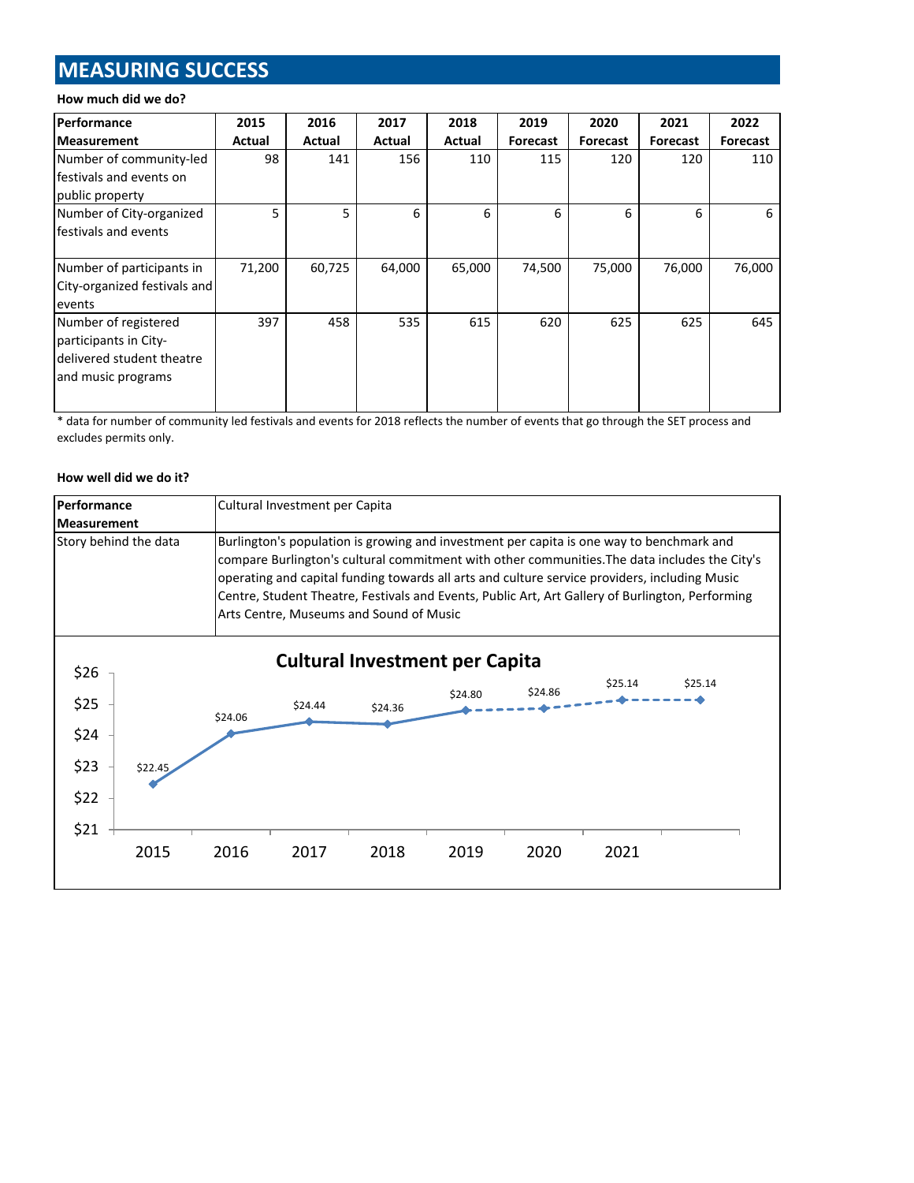# MEASURING SUCCESS

**How much did we do?**

| Performance Measurement | 2015 Actual | 2016 Actual | 2017 Actual | 2018 Actual | 2019 Forecast | 2020 Forecast | 2021 Forecast | 2022 Forecast |
|---|---|---|---|---|---|---|---|---|
| Number of community-led festivals and events on public property | 98 | 141 | 156 | 110 | 115 | 120 | 120 | 110 |
| Number of City-organized festivals and events | 5 | 5 | 6 | 6 | 6 | 6 | 6 | 6 |
| Number of participants in City-organized festivals and events | 71,200 | 60,725 | 64,000 | 65,000 | 74,500 | 75,000 | 76,000 | 76,000 |
| Number of registered participants in City-delivered student theatre and music programs | 397 | 458 | 535 | 615 | 620 | 625 | 625 | 645 |

* data for number of community led festivals and events for 2018 reflects the number of events that go through the SET process and excludes permits only.

**How well did we do it?**

| Performance Measurement | Cultural Investment per Capita |
|---|---|
| Story behind the data | Burlington's population is growing and investment per capita is one way to benchmark and compare Burlington's cultural commitment with other communities.The data includes the City's operating and capital funding towards all arts and culture service providers, including Music Centre, Student Theatre, Festivals and Events, Public Art, Art Gallery of Burlington, Performing Arts Centre, Museums and Sound of Music |

**Cultural Investment per Capita**

| 2015 | 2016 | 2017 | 2018 | 2019 | 2020 | 2021 | |
|---|---|---|---|---|---|---|---|
| $22.45 | $24.06 | $24.44 | $24.36 | $24.80 | $24.86 | $25.14 | $25.14 |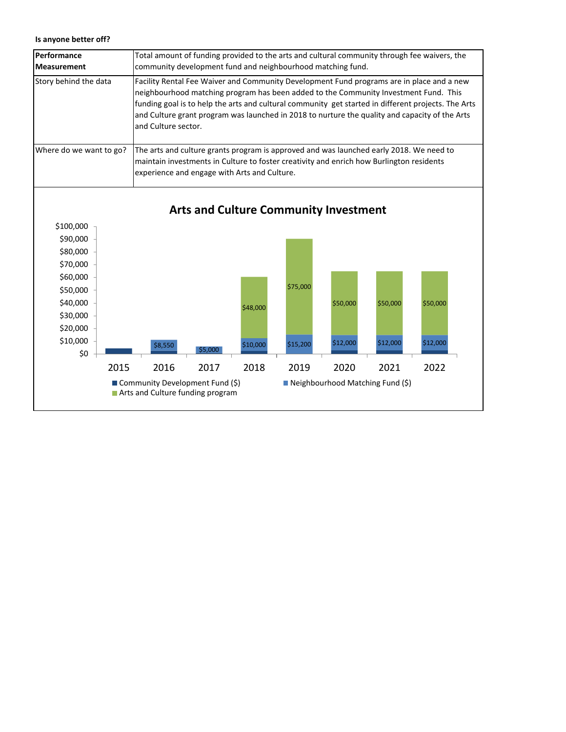**Is anyone better off?**

| | |
|---|---|
| **Performance Measurement** | Total amount of funding provided to the arts and cultural community through fee waivers, the community development fund and neighbourhood matching fund. |
| Story behind the data | Facility Rental Fee Waiver and Community Development Fund programs are in place and a new neighbourhood matching program has been added to the Community Investment Fund. This funding goal is to help the arts and cultural community get started in different projects. The Arts and Culture grant program was launched in 2018 to nurture the quality and capacity of the Arts and Culture sector. |
| Where do we want to go? | The arts and culture grants program is approved and was launched early 2018. We need to maintain investments in Culture to foster creativity and enrich how Burlington residents experience and engage with Arts and Culture. |

**Arts and Culture Community Investment**

$100,000
$90,000
$80,000
$70,000
$60,000
$50,000
$40,000
$30,000
$20,000
$10,000
$0

2015 2016 2017 2018 2019 2020 2021 2022

$8,550 $5,000 $10,000 $15,200 $12,000 $12,000 $12,000

$48,000 $75,000 $50,000 $50,000 $50,000

Community Development Fund ($)
Neighbourhood Matching Fund ($)
Arts and Culture funding program